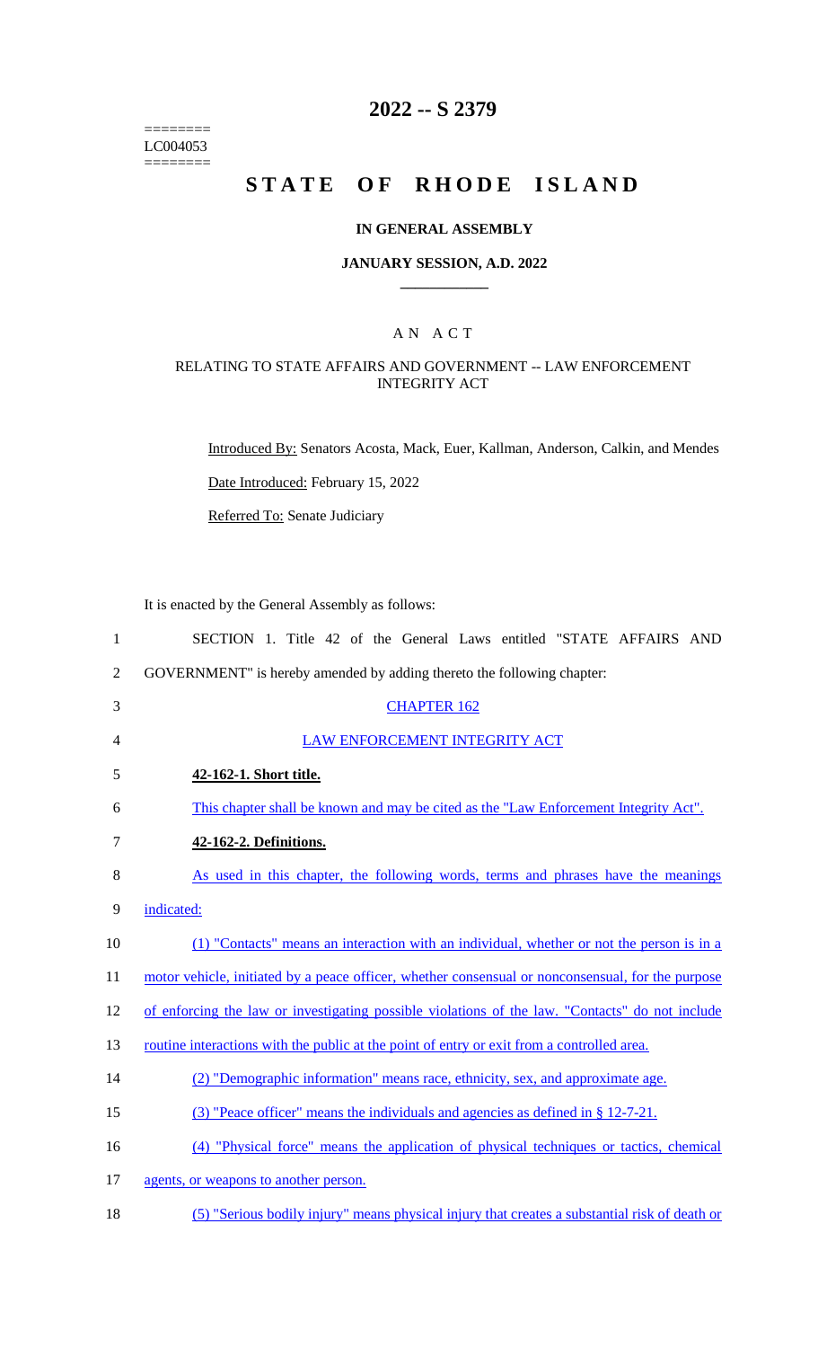========
LC004053
========

# 2022 -- S 2379

# STATE OF RHODE ISLAND

## IN GENERAL ASSEMBLY

## JANUARY SESSION, A.D. 2022

## A N A C T

### RELATING TO STATE AFFAIRS AND GOVERNMENT -- LAW ENFORCEMENT INTEGRITY ACT

Introduced By: Senators Acosta, Mack, Euer, Kallman, Anderson, Calkin, and Mendes

Date Introduced: February 15, 2022

Referred To: Senate Judiciary

It is enacted by the General Assembly as follows:

1 SECTION 1. Title 42 of the General Laws entitled "STATE AFFAIRS AND
2 GOVERNMENT" is hereby amended by adding thereto the following chapter:

3 CHAPTER 162

4 LAW ENFORCEMENT INTEGRITY ACT

5 **42-162-1. Short title.**

6 This chapter shall be known and may be cited as the "Law Enforcement Integrity Act".

7 **42-162-2. Definitions.**

8 As used in this chapter, the following words, terms and phrases have the meanings
9 indicated:

10 (1) "Contacts" means an interaction with an individual, whether or not the person is in a
11 motor vehicle, initiated by a peace officer, whether consensual or nonconsensual, for the purpose
12 of enforcing the law or investigating possible violations of the law. "Contacts" do not include
13 routine interactions with the public at the point of entry or exit from a controlled area.

14 (2) "Demographic information" means race, ethnicity, sex, and approximate age.

15 (3) "Peace officer" means the individuals and agencies as defined in § 12-7-21.

16 (4) "Physical force" means the application of physical techniques or tactics, chemical
17 agents, or weapons to another person.

18 (5) "Serious bodily injury" means physical injury that creates a substantial risk of death or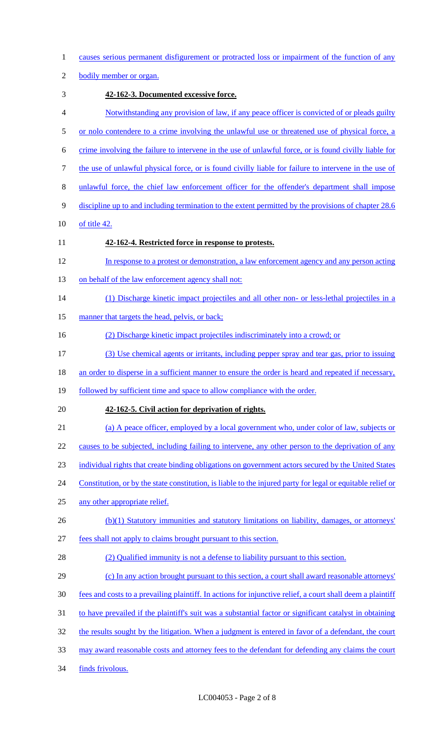causes serious permanent disfigurement or protracted loss or impairment of the function of any bodily member or organ.

**42-162-3. Documented excessive force.**

Notwithstanding any provision of law, if any peace officer is convicted of or pleads guilty or nolo contendere to a crime involving the unlawful use or threatened use of physical force, a crime involving the failure to intervene in the use of unlawful force, or is found civilly liable for the use of unlawful physical force, or is found civilly liable for failure to intervene in the use of unlawful force, the chief law enforcement officer for the offender's department shall impose discipline up to and including termination to the extent permitted by the provisions of chapter 28.6 of title 42.

**42-162-4. Restricted force in response to protests.**

In response to a protest or demonstration, a law enforcement agency and any person acting on behalf of the law enforcement agency shall not:

(1) Discharge kinetic impact projectiles and all other non- or less-lethal projectiles in a manner that targets the head, pelvis, or back;

(2) Discharge kinetic impact projectiles indiscriminately into a crowd; or

(3) Use chemical agents or irritants, including pepper spray and tear gas, prior to issuing an order to disperse in a sufficient manner to ensure the order is heard and repeated if necessary, followed by sufficient time and space to allow compliance with the order.

**42-162-5. Civil action for deprivation of rights.**

(a) A peace officer, employed by a local government who, under color of law, subjects or causes to be subjected, including failing to intervene, any other person to the deprivation of any individual rights that create binding obligations on government actors secured by the United States Constitution, or by the state constitution, is liable to the injured party for legal or equitable relief or any other appropriate relief.

(b)(1) Statutory immunities and statutory limitations on liability, damages, or attorneys' fees shall not apply to claims brought pursuant to this section.

(2) Qualified immunity is not a defense to liability pursuant to this section.

(c) In any action brought pursuant to this section, a court shall award reasonable attorneys' fees and costs to a prevailing plaintiff. In actions for injunctive relief, a court shall deem a plaintiff to have prevailed if the plaintiff's suit was a substantial factor or significant catalyst in obtaining the results sought by the litigation. When a judgment is entered in favor of a defendant, the court may award reasonable costs and attorney fees to the defendant for defending any claims the court finds frivolous.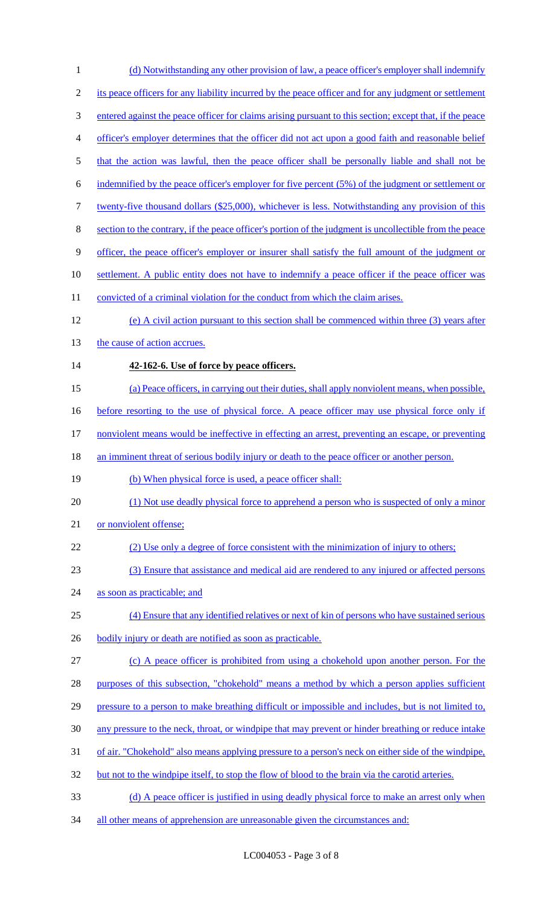(d) Notwithstanding any other provision of law, a peace officer's employer shall indemnify its peace officers for any liability incurred by the peace officer and for any judgment or settlement entered against the peace officer for claims arising pursuant to this section; except that, if the peace officer's employer determines that the officer did not act upon a good faith and reasonable belief that the action was lawful, then the peace officer shall be personally liable and shall not be indemnified by the peace officer's employer for five percent (5%) of the judgment or settlement or twenty-five thousand dollars ($25,000), whichever is less. Notwithstanding any provision of this section to the contrary, if the peace officer's portion of the judgment is uncollectible from the peace officer, the peace officer's employer or insurer shall satisfy the full amount of the judgment or settlement. A public entity does not have to indemnify a peace officer if the peace officer was convicted of a criminal violation for the conduct from which the claim arises.

(e) A civil action pursuant to this section shall be commenced within three (3) years after the cause of action accrues.

**42-162-6. Use of force by peace officers.**

(a) Peace officers, in carrying out their duties, shall apply nonviolent means, when possible, before resorting to the use of physical force. A peace officer may use physical force only if nonviolent means would be ineffective in effecting an arrest, preventing an escape, or preventing an imminent threat of serious bodily injury or death to the peace officer or another person.

(b) When physical force is used, a peace officer shall:

(1) Not use deadly physical force to apprehend a person who is suspected of only a minor or nonviolent offense;

(2) Use only a degree of force consistent with the minimization of injury to others;

(3) Ensure that assistance and medical aid are rendered to any injured or affected persons as soon as practicable; and

(4) Ensure that any identified relatives or next of kin of persons who have sustained serious bodily injury or death are notified as soon as practicable.

(c) A peace officer is prohibited from using a chokehold upon another person. For the purposes of this subsection, "chokehold" means a method by which a person applies sufficient pressure to a person to make breathing difficult or impossible and includes, but is not limited to, any pressure to the neck, throat, or windpipe that may prevent or hinder breathing or reduce intake of air. "Chokehold" also means applying pressure to a person's neck on either side of the windpipe, but not to the windpipe itself, to stop the flow of blood to the brain via the carotid arteries.

(d) A peace officer is justified in using deadly physical force to make an arrest only when all other means of apprehension are unreasonable given the circumstances and: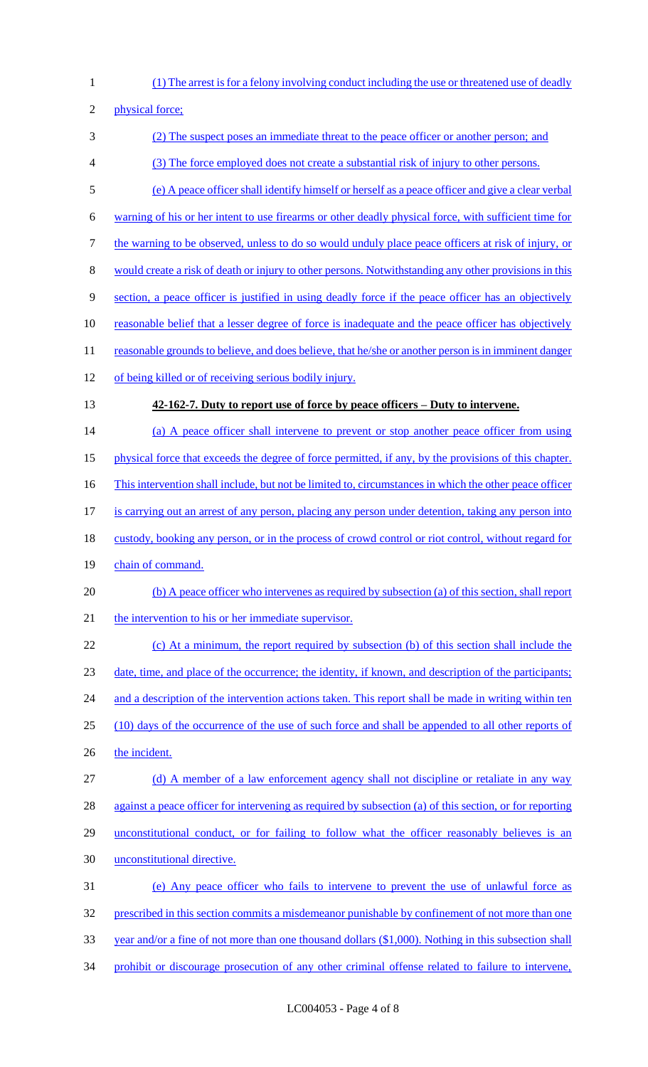(1) The arrest is for a felony involving conduct including the use or threatened use of deadly physical force;

(2) The suspect poses an immediate threat to the peace officer or another person; and

(3) The force employed does not create a substantial risk of injury to other persons.

(e) A peace officer shall identify himself or herself as a peace officer and give a clear verbal warning of his or her intent to use firearms or other deadly physical force, with sufficient time for the warning to be observed, unless to do so would unduly place peace officers at risk of injury, or would create a risk of death or injury to other persons. Notwithstanding any other provisions in this section, a peace officer is justified in using deadly force if the peace officer has an objectively reasonable belief that a lesser degree of force is inadequate and the peace officer has objectively reasonable grounds to believe, and does believe, that he/she or another person is in imminent danger of being killed or of receiving serious bodily injury.

**42-162-7. Duty to report use of force by peace officers – Duty to intervene.**

(a) A peace officer shall intervene to prevent or stop another peace officer from using physical force that exceeds the degree of force permitted, if any, by the provisions of this chapter. This intervention shall include, but not be limited to, circumstances in which the other peace officer is carrying out an arrest of any person, placing any person under detention, taking any person into custody, booking any person, or in the process of crowd control or riot control, without regard for chain of command.

(b) A peace officer who intervenes as required by subsection (a) of this section, shall report the intervention to his or her immediate supervisor.

(c) At a minimum, the report required by subsection (b) of this section shall include the date, time, and place of the occurrence; the identity, if known, and description of the participants; and a description of the intervention actions taken. This report shall be made in writing within ten (10) days of the occurrence of the use of such force and shall be appended to all other reports of the incident.

(d) A member of a law enforcement agency shall not discipline or retaliate in any way against a peace officer for intervening as required by subsection (a) of this section, or for reporting unconstitutional conduct, or for failing to follow what the officer reasonably believes is an unconstitutional directive.

(e) Any peace officer who fails to intervene to prevent the use of unlawful force as prescribed in this section commits a misdemeanor punishable by confinement of not more than one year and/or a fine of not more than one thousand dollars ($1,000). Nothing in this subsection shall prohibit or discourage prosecution of any other criminal offense related to failure to intervene,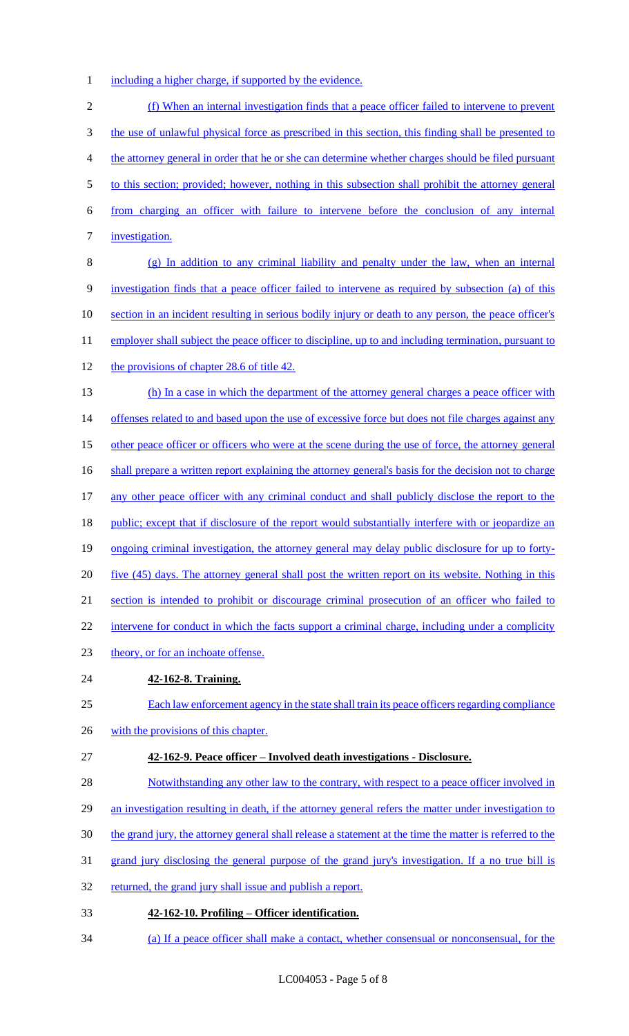including a higher charge, if supported by the evidence.

(f) When an internal investigation finds that a peace officer failed to intervene to prevent the use of unlawful physical force as prescribed in this section, this finding shall be presented to the attorney general in order that he or she can determine whether charges should be filed pursuant to this section; provided; however, nothing in this subsection shall prohibit the attorney general from charging an officer with failure to intervene before the conclusion of any internal investigation.

(g) In addition to any criminal liability and penalty under the law, when an internal investigation finds that a peace officer failed to intervene as required by subsection (a) of this section in an incident resulting in serious bodily injury or death to any person, the peace officer's employer shall subject the peace officer to discipline, up to and including termination, pursuant to the provisions of chapter 28.6 of title 42.

(h) In a case in which the department of the attorney general charges a peace officer with offenses related to and based upon the use of excessive force but does not file charges against any other peace officer or officers who were at the scene during the use of force, the attorney general shall prepare a written report explaining the attorney general's basis for the decision not to charge any other peace officer with any criminal conduct and shall publicly disclose the report to the public; except that if disclosure of the report would substantially interfere with or jeopardize an ongoing criminal investigation, the attorney general may delay public disclosure for up to forty-five (45) days. The attorney general shall post the written report on its website. Nothing in this section is intended to prohibit or discourage criminal prosecution of an officer who failed to intervene for conduct in which the facts support a criminal charge, including under a complicity theory, or for an inchoate offense.

**42-162-8. Training.**

Each law enforcement agency in the state shall train its peace officers regarding compliance with the provisions of this chapter.

**42-162-9. Peace officer – Involved death investigations - Disclosure.**

Notwithstanding any other law to the contrary, with respect to a peace officer involved in an investigation resulting in death, if the attorney general refers the matter under investigation to the grand jury, the attorney general shall release a statement at the time the matter is referred to the grand jury disclosing the general purpose of the grand jury's investigation. If a no true bill is returned, the grand jury shall issue and publish a report.

**42-162-10. Profiling – Officer identification.**

(a) If a peace officer shall make a contact, whether consensual or nonconsensual, for the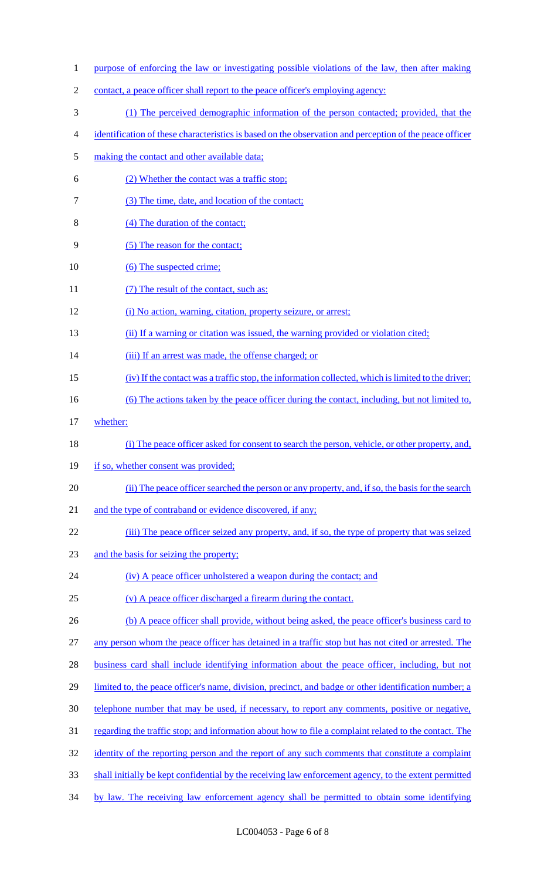purpose of enforcing the law or investigating possible violations of the law, then after making contact, a peace officer shall report to the peace officer's employing agency:

(1) The perceived demographic information of the person contacted; provided, that the identification of these characteristics is based on the observation and perception of the peace officer making the contact and other available data;

(2) Whether the contact was a traffic stop;

(3) The time, date, and location of the contact;

(4) The duration of the contact;

(5) The reason for the contact;

(6) The suspected crime;

(7) The result of the contact, such as:

(i) No action, warning, citation, property seizure, or arrest;

(ii) If a warning or citation was issued, the warning provided or violation cited;

(iii) If an arrest was made, the offense charged; or

(iv) If the contact was a traffic stop, the information collected, which is limited to the driver;

(6) The actions taken by the peace officer during the contact, including, but not limited to, whether:

(i) The peace officer asked for consent to search the person, vehicle, or other property, and, if so, whether consent was provided;

(ii) The peace officer searched the person or any property, and, if so, the basis for the search and the type of contraband or evidence discovered, if any;

(iii) The peace officer seized any property, and, if so, the type of property that was seized and the basis for seizing the property;

(iv) A peace officer unholstered a weapon during the contact; and

(v) A peace officer discharged a firearm during the contact.

(b) A peace officer shall provide, without being asked, the peace officer's business card to any person whom the peace officer has detained in a traffic stop but has not cited or arrested. The business card shall include identifying information about the peace officer, including, but not limited to, the peace officer's name, division, precinct, and badge or other identification number; a telephone number that may be used, if necessary, to report any comments, positive or negative, regarding the traffic stop; and information about how to file a complaint related to the contact. The identity of the reporting person and the report of any such comments that constitute a complaint shall initially be kept confidential by the receiving law enforcement agency, to the extent permitted by law. The receiving law enforcement agency shall be permitted to obtain some identifying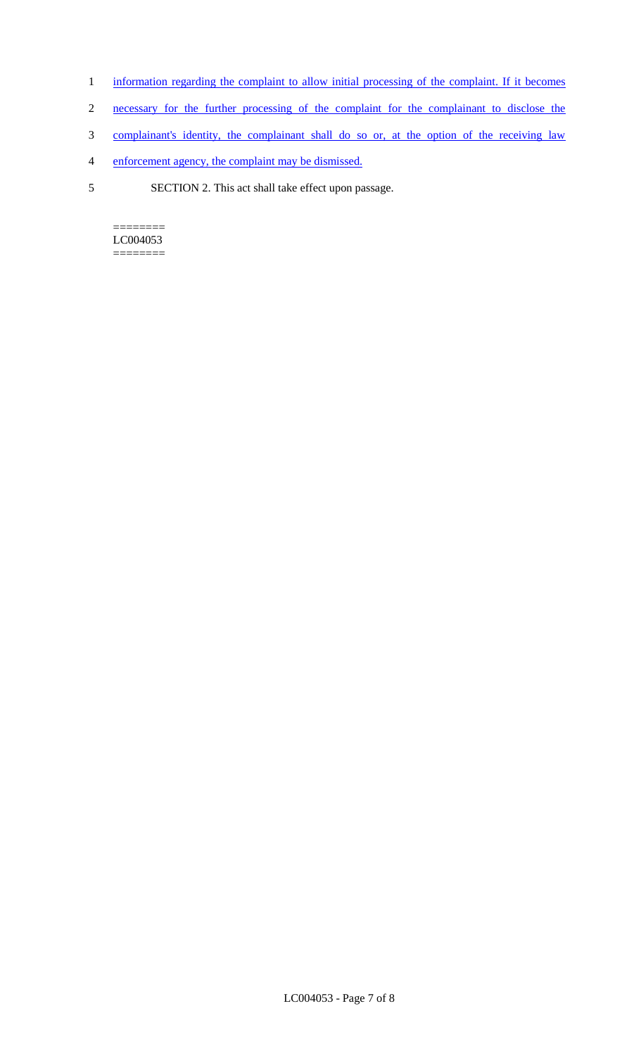information regarding the complaint to allow initial processing of the complaint. If it becomes necessary for the further processing of the complaint for the complainant to disclose the complainant's identity, the complainant shall do so or, at the option of the receiving law enforcement agency, the complaint may be dismissed.

SECTION 2. This act shall take effect upon passage.

========
LC004053
========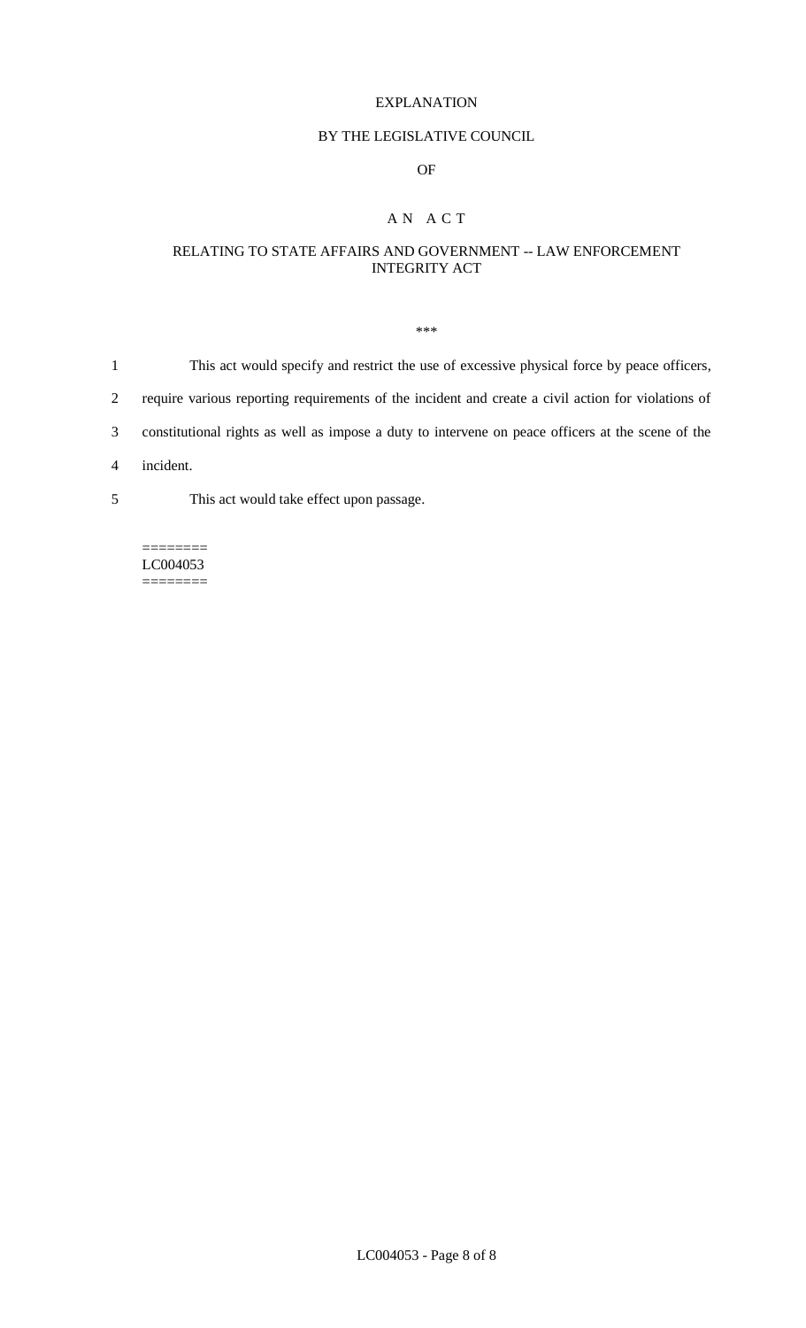EXPLANATION

BY THE LEGISLATIVE COUNCIL

OF

A N A C T

RELATING TO STATE AFFAIRS AND GOVERNMENT -- LAW ENFORCEMENT INTEGRITY ACT

\*\*\*

1 This act would specify and restrict the use of excessive physical force by peace officers,
2 require various reporting requirements of the incident and create a civil action for violations of
3 constitutional rights as well as impose a duty to intervene on peace officers at the scene of the
4 incident.
5 This act would take effect upon passage.

========
LC004053
========